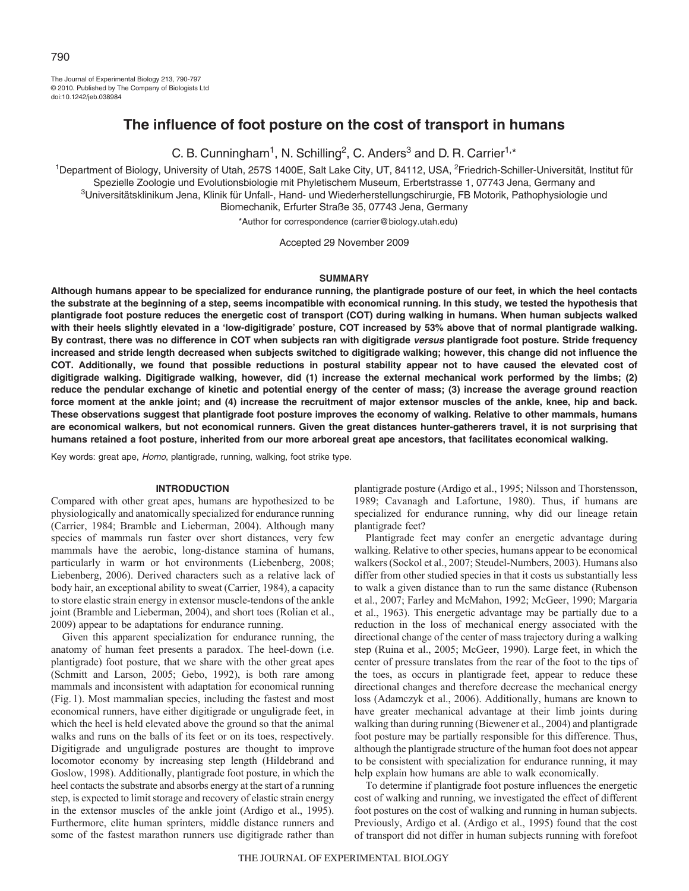# The influence of foot posture on the cost of transport in humans

C. B. Cunningham[1], N. Schilling[2], C. Anders[3] and D. R. Carrier[1,*]

[1]Department of Biology, University of Utah, 257S 1400E, Salt Lake City, UT, 84112, USA, [2]Friedrich-Schiller-Universität, Institut für Spezielle Zoologie und Evolutionsbiologie mit Phyletischem Museum, Erbertstrasse 1, 07743 Jena, Germany and [3]Universitätsklinikum Jena, Klinik für Unfall-, Hand- und Wiederherstellungschirurgie, FB Motorik, Pathophysiologie und Biomechanik, Erfurter Straße 35, 07743 Jena, Germany

*Author for correspondence (carrier@biology.utah.edu)

Accepted 29 November 2009

## SUMMARY

**Although humans appear to be specialized for endurance running, the plantigrade posture of our feet, in which the heel contacts the substrate at the beginning of a step, seems incompatible with economical running. In this study, we tested the hypothesis that plantigrade foot posture reduces the energetic cost of transport (COT) during walking in humans. When human subjects walked with their heels slightly elevated in a 'low-digitigrade' posture, COT increased by 53% above that of normal plantigrade walking. By contrast, there was no difference in COT when subjects ran with digitigrade *versus* plantigrade foot posture. Stride frequency increased and stride length decreased when subjects switched to digitigrade walking; however, this change did not influence the COT. Additionally, we found that possible reductions in postural stability appear not to have caused the elevated cost of digitigrade walking. Digitigrade walking, however, did (1) increase the external mechanical work performed by the limbs; (2) reduce the pendular exchange of kinetic and potential energy of the center of mass; (3) increase the average ground reaction force moment at the ankle joint; and (4) increase the recruitment of major extensor muscles of the ankle, knee, hip and back. These observations suggest that plantigrade foot posture improves the economy of walking. Relative to other mammals, humans are economical walkers, but not economical runners. Given the great distances hunter-gatherers travel, it is not surprising that humans retained a foot posture, inherited from our more arboreal great ape ancestors, that facilitates economical walking.**

Key words: great ape, *Homo*, plantigrade, running, walking, foot strike type.

## INTRODUCTION

Compared with other great apes, humans are hypothesized to be physiologically and anatomically specialized for endurance running (Carrier, 1984; Bramble and Lieberman, 2004). Although many species of mammals run faster over short distances, very few mammals have the aerobic, long-distance stamina of humans, particularly in warm or hot environments (Liebenberg, 2008; Liebenberg, 2006). Derived characters such as a relative lack of body hair, an exceptional ability to sweat (Carrier, 1984), a capacity to store elastic strain energy in extensor muscle-tendons of the ankle joint (Bramble and Lieberman, 2004), and short toes (Rolian et al., 2009) appear to be adaptations for endurance running.

Given this apparent specialization for endurance running, the anatomy of human feet presents a paradox. The heel-down (i.e. plantigrade) foot posture, that we share with the other great apes (Schmitt and Larson, 2005; Gebo, 1992), is both rare among mammals and inconsistent with adaptation for economical running (Fig. 1). Most mammalian species, including the fastest and most economical runners, have either digitigrade or unguligrade feet, in which the heel is held elevated above the ground so that the animal walks and runs on the balls of its feet or on its toes, respectively. Digitigrade and unguligrade postures are thought to improve locomotor economy by increasing step length (Hildebrand and Goslow, 1998). Additionally, plantigrade foot posture, in which the heel contacts the substrate and absorbs energy at the start of a running step, is expected to limit storage and recovery of elastic strain energy in the extensor muscles of the ankle joint (Ardigo et al., 1995). Furthermore, elite human sprinters, middle distance runners and some of the fastest marathon runners use digitigrade rather than plantigrade posture (Ardigo et al., 1995; Nilsson and Thorstensson, 1989; Cavanagh and Lafortune, 1980). Thus, if humans are specialized for endurance running, why did our lineage retain plantigrade feet?

Plantigrade feet may confer an energetic advantage during walking. Relative to other species, humans appear to be economical walkers (Sockol et al., 2007; Steudel-Numbers, 2003). Humans also differ from other studied species in that it costs us substantially less to walk a given distance than to run the same distance (Rubenson et al., 2007; Farley and McMahon, 1992; McGeer, 1990; Margaria et al., 1963). This energetic advantage may be partially due to a reduction in the loss of mechanical energy associated with the directional change of the center of mass trajectory during a walking step (Ruina et al., 2005; McGeer, 1990). Large feet, in which the center of pressure translates from the rear of the foot to the tips of the toes, as occurs in plantigrade feet, appear to reduce these directional changes and therefore decrease the mechanical energy loss (Adamczyk et al., 2006). Additionally, humans are known to have greater mechanical advantage at their limb joints during walking than during running (Biewener et al., 2004) and plantigrade foot posture may be partially responsible for this difference. Thus, although the plantigrade structure of the human foot does not appear to be consistent with specialization for endurance running, it may help explain how humans are able to walk economically.

To determine if plantigrade foot posture influences the energetic cost of walking and running, we investigated the effect of different foot postures on the cost of walking and running in human subjects. Previously, Ardigo et al. (Ardigo et al., 1995) found that the cost of transport did not differ in human subjects running with forefoot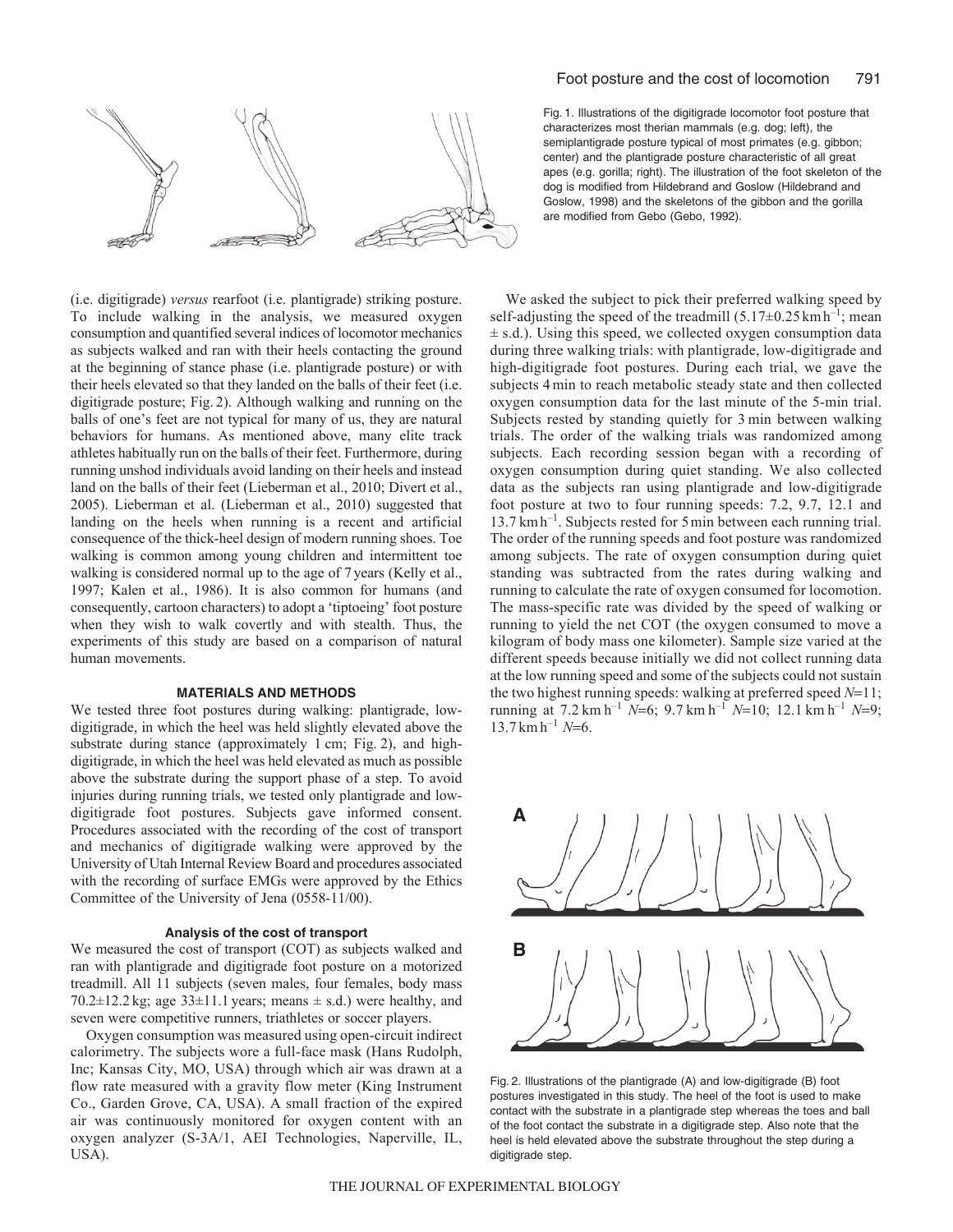Fig. 1. Illustrations of the digitigrade locomotor foot posture that characterizes most therian mammals (e.g. dog; left), the semiplantigrade posture typical of most primates (e.g. gibbon; center) and the plantigrade posture characteristic of all great apes (e.g. gorilla; right). The illustration of the foot skeleton of the dog is modified from Hildebrand and Goslow (Hildebrand and Goslow, 1998) and the skeletons of the gibbon and the gorilla are modified from Gebo (Gebo, 1992).

(i.e. digitigrade) *versus* rearfoot (i.e. plantigrade) striking posture. To include walking in the analysis, we measured oxygen consumption and quantified several indices of locomotor mechanics as subjects walked and ran with their heels contacting the ground at the beginning of stance phase (i.e. plantigrade posture) or with their heels elevated so that they landed on the balls of their feet (i.e. digitigrade posture; Fig. 2). Although walking and running on the balls of one's feet are not typical for many of us, they are natural behaviors for humans. As mentioned above, many elite track athletes habitually run on the balls of their feet. Furthermore, during running unshod individuals avoid landing on their heels and instead land on the balls of their feet (Lieberman et al., 2010; Divert et al., 2005). Lieberman et al. (Lieberman et al., 2010) suggested that landing on the heels when running is a recent and artificial consequence of the thick-heel design of modern running shoes. Toe walking is common among young children and intermittent toe walking is considered normal up to the age of 7 years (Kelly et al., 1997; Kalen et al., 1986). It is also common for humans (and consequently, cartoon characters) to adopt a 'tiptoeing' foot posture when they wish to walk covertly and with stealth. Thus, the experiments of this study are based on a comparison of natural human movements.

## MATERIALS AND METHODS

We tested three foot postures during walking: plantigrade, low-digitigrade, in which the heel was held slightly elevated above the substrate during stance (approximately 1 cm; Fig. 2), and high-digitigrade, in which the heel was held elevated as much as possible above the substrate during the support phase of a step. To avoid injuries during running trials, we tested only plantigrade and low-digitigrade foot postures. Subjects gave informed consent. Procedures associated with the recording of the cost of transport and mechanics of digitigrade walking were approved by the University of Utah Internal Review Board and procedures associated with the recording of surface EMGs were approved by the Ethics Committee of the University of Jena (0558-11/00).

### Analysis of the cost of transport

We measured the cost of transport (COT) as subjects walked and ran with plantigrade and digitigrade foot posture on a motorized treadmill. All 11 subjects (seven males, four females, body mass 70.2±12.2 kg; age 33±11.1 years; means ± s.d.) were healthy, and seven were competitive runners, triathletes or soccer players.

Oxygen consumption was measured using open-circuit indirect calorimetry. The subjects wore a full-face mask (Hans Rudolph, Inc; Kansas City, MO, USA) through which air was drawn at a flow rate measured with a gravity flow meter (King Instrument Co., Garden Grove, CA, USA). A small fraction of the expired air was continuously monitored for oxygen content with an oxygen analyzer (S-3A/1, AEI Technologies, Naperville, IL, USA).

We asked the subject to pick their preferred walking speed by self-adjusting the speed of the treadmill (5.17±0.25 km h$^{-1}$; mean ± s.d.). Using this speed, we collected oxygen consumption data during three walking trials: with plantigrade, low-digitigrade and high-digitigrade foot postures. During each trial, we gave the subjects 4 min to reach metabolic steady state and then collected oxygen consumption data for the last minute of the 5-min trial. Subjects rested by standing quietly for 3 min between walking trials. The order of the walking trials was randomized among subjects. Each recording session began with a recording of oxygen consumption during quiet standing. We also collected data as the subjects ran using plantigrade and low-digitigrade foot posture at two to four running speeds: 7.2, 9.7, 12.1 and 13.7 km h$^{-1}$. Subjects rested for 5 min between each running trial. The order of the running speeds and foot posture was randomized among subjects. The rate of oxygen consumption during quiet standing was subtracted from the rates during walking and running to calculate the rate of oxygen consumed for locomotion. The mass-specific rate was divided by the speed of walking or running to yield the net COT (the oxygen consumed to move a kilogram of body mass one kilometer). Sample size varied at the different speeds because initially we did not collect running data at the low running speed and some of the subjects could not sustain the two highest running speeds: walking at preferred speed $N$=11; running at 7.2 km h$^{-1}$ $N$=6; 9.7 km h$^{-1}$ $N$=10; 12.1 km h$^{-1}$ $N$=9; 13.7 km h$^{-1}$ $N$=6.

Fig. 2. Illustrations of the plantigrade (A) and low-digitigrade (B) foot postures investigated in this study. The heel of the foot is used to make contact with the substrate in a plantigrade step whereas the toes and ball of the foot contact the substrate in a digitigrade step. Also note that the heel is held elevated above the substrate throughout the step during a digitigrade step.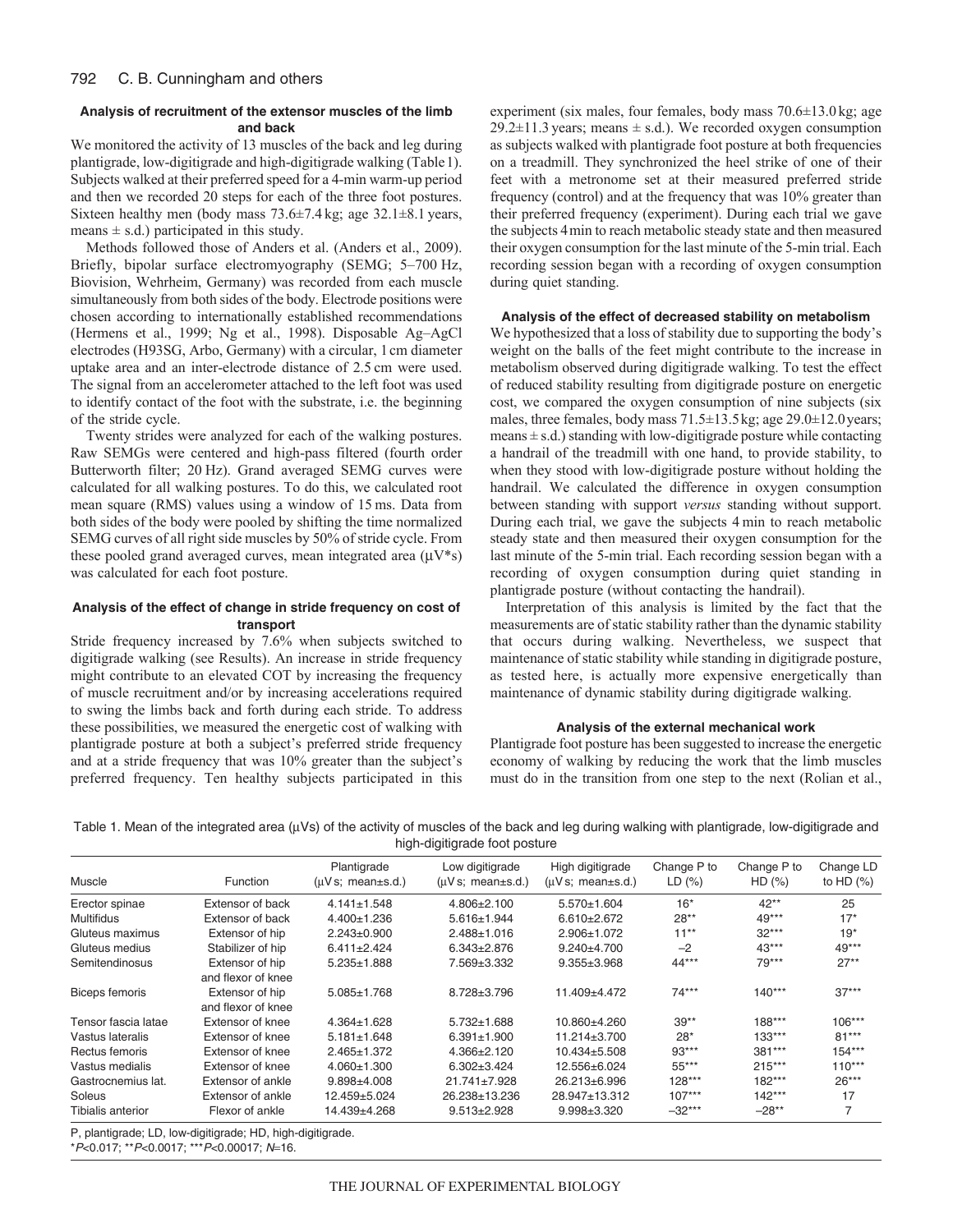### Analysis of recruitment of the extensor muscles of the limb and back

We monitored the activity of 13 muscles of the back and leg during plantigrade, low-digitigrade and high-digitigrade walking (Table 1). Subjects walked at their preferred speed for a 4-min warm-up period and then we recorded 20 steps for each of the three foot postures. Sixteen healthy men (body mass 73.6±7.4 kg; age 32.1±8.1 years, means ± s.d.) participated in this study.

Methods followed those of Anders et al. (Anders et al., 2009). Briefly, bipolar surface electromyography (SEMG; 5–700 Hz, Biovision, Wehrheim, Germany) was recorded from each muscle simultaneously from both sides of the body. Electrode positions were chosen according to internationally established recommendations (Hermens et al., 1999; Ng et al., 1998). Disposable Ag–AgCl electrodes (H93SG, Arbo, Germany) with a circular, 1 cm diameter uptake area and an inter-electrode distance of 2.5 cm were used. The signal from an accelerometer attached to the left foot was used to identify contact of the foot with the substrate, i.e. the beginning of the stride cycle.

Twenty strides were analyzed for each of the walking postures. Raw SEMGs were centered and high-pass filtered (fourth order Butterworth filter; 20 Hz). Grand averaged SEMG curves were calculated for all walking postures. To do this, we calculated root mean square (RMS) values using a window of 15 ms. Data from both sides of the body were pooled by shifting the time normalized SEMG curves of all right side muscles by 50% of stride cycle. From these pooled grand averaged curves, mean integrated area (μV*s) was calculated for each foot posture.

### Analysis of the effect of change in stride frequency on cost of transport

Stride frequency increased by 7.6% when subjects switched to digitigrade walking (see Results). An increase in stride frequency might contribute to an elevated COT by increasing the frequency of muscle recruitment and/or by increasing accelerations required to swing the limbs back and forth during each stride. To address these possibilities, we measured the energetic cost of walking with plantigrade posture at both a subject's preferred stride frequency and at a stride frequency that was 10% greater than the subject's preferred frequency. Ten healthy subjects participated in this experiment (six males, four females, body mass 70.6±13.0 kg; age 29.2±11.3 years; means ± s.d.). We recorded oxygen consumption as subjects walked with plantigrade foot posture at both frequencies on a treadmill. They synchronized the heel strike of one of their feet with a metronome set at their measured preferred stride frequency (control) and at the frequency that was 10% greater than their preferred frequency (experiment). During each trial we gave the subjects 4 min to reach metabolic steady state and then measured their oxygen consumption for the last minute of the 5-min trial. Each recording session began with a recording of oxygen consumption during quiet standing.

### Analysis of the effect of decreased stability on metabolism

We hypothesized that a loss of stability due to supporting the body's weight on the balls of the feet might contribute to the increase in metabolism observed during digitigrade walking. To test the effect of reduced stability resulting from digitigrade posture on energetic cost, we compared the oxygen consumption of nine subjects (six males, three females, body mass 71.5±13.5 kg; age 29.0±12.0 years; means ± s.d.) standing with low-digitigrade posture while contacting a handrail of the treadmill with one hand, to provide stability, to when they stood with low-digitigrade posture without holding the handrail. We calculated the difference in oxygen consumption between standing with support *versus* standing without support. During each trial, we gave the subjects 4 min to reach metabolic steady state and then measured their oxygen consumption for the last minute of the 5-min trial. Each recording session began with a recording of oxygen consumption during quiet standing in plantigrade posture (without contacting the handrail).

Interpretation of this analysis is limited by the fact that the measurements are of static stability rather than the dynamic stability that occurs during walking. Nevertheless, we suspect that maintenance of static stability while standing in digitigrade posture, as tested here, is actually more expensive energetically than maintenance of dynamic stability during digitigrade walking.

### Analysis of the external mechanical work

Plantigrade foot posture has been suggested to increase the energetic economy of walking by reducing the work that the limb muscles must do in the transition from one step to the next (Rolian et al.,

Table 1. Mean of the integrated area (μVs) of the activity of muscles of the back and leg during walking with plantigrade, low-digitigrade and high-digitigrade foot posture

| Muscle | Function | Plantigrade (μV s; mean±s.d.) | Low digitigrade (μV s; mean±s.d.) | High digitigrade (μV s; mean±s.d.) | Change P to LD (%) | Change P to HD (%) | Change LD to HD (%) |
|---|---|---|---|---|---|---|---|
| Erector spinae | Extensor of back | 4.141±1.548 | 4.806±2.100 | 5.570±1.604 | 16* | 42** | 25 |
| Multifidus | Extensor of back | 4.400±1.236 | 5.616±1.944 | 6.610±2.672 | 28** | 49*** | 17* |
| Gluteus maximus | Extensor of hip | 2.243±0.900 | 2.488±1.016 | 2.906±1.072 | 11** | 32*** | 19* |
| Gluteus medius | Stabilizer of hip | 6.411±2.424 | 6.343±2.876 | 9.240±4.700 | –2 | 43*** | 49*** |
| Semitendinosus | Extensor of hip and flexor of knee | 5.235±1.888 | 7.569±3.332 | 9.355±3.968 | 44*** | 79*** | 27** |
| Biceps femoris | Extensor of hip and flexor of knee | 5.085±1.768 | 8.728±3.796 | 11.409±4.472 | 74*** | 140*** | 37*** |
| Tensor fascia latae | Extensor of knee | 4.364±1.628 | 5.732±1.688 | 10.860±4.260 | 39** | 188*** | 106*** |
| Vastus lateralis | Extensor of knee | 5.181±1.648 | 6.391±1.900 | 11.214±3.700 | 28* | 133*** | 81*** |
| Rectus femoris | Extensor of knee | 2.465±1.372 | 4.366±2.120 | 10.434±5.508 | 93*** | 381*** | 154*** |
| Vastus medialis | Extensor of knee | 4.060±1.300 | 6.302±3.424 | 12.556±6.024 | 55*** | 215*** | 110*** |
| Gastrocnemius lat. | Extensor of ankle | 9.898±4.008 | 21.741±7.928 | 26.213±6.996 | 128*** | 182*** | 26*** |
| Soleus | Extensor of ankle | 12.459±5.024 | 26.238±13.236 | 28.947±13.312 | 107*** | 142*** | 17 |
| Tibialis anterior | Flexor of ankle | 14.439±4.268 | 9.513±2.928 | 9.998±3.320 | –32*** | –28** | 7 |

P, plantigrade; LD, low-digitigrade; HD, high-digitigrade.

*$P<0.017$; **$P<0.0017$; ***$P<0.00017$; $N$=16.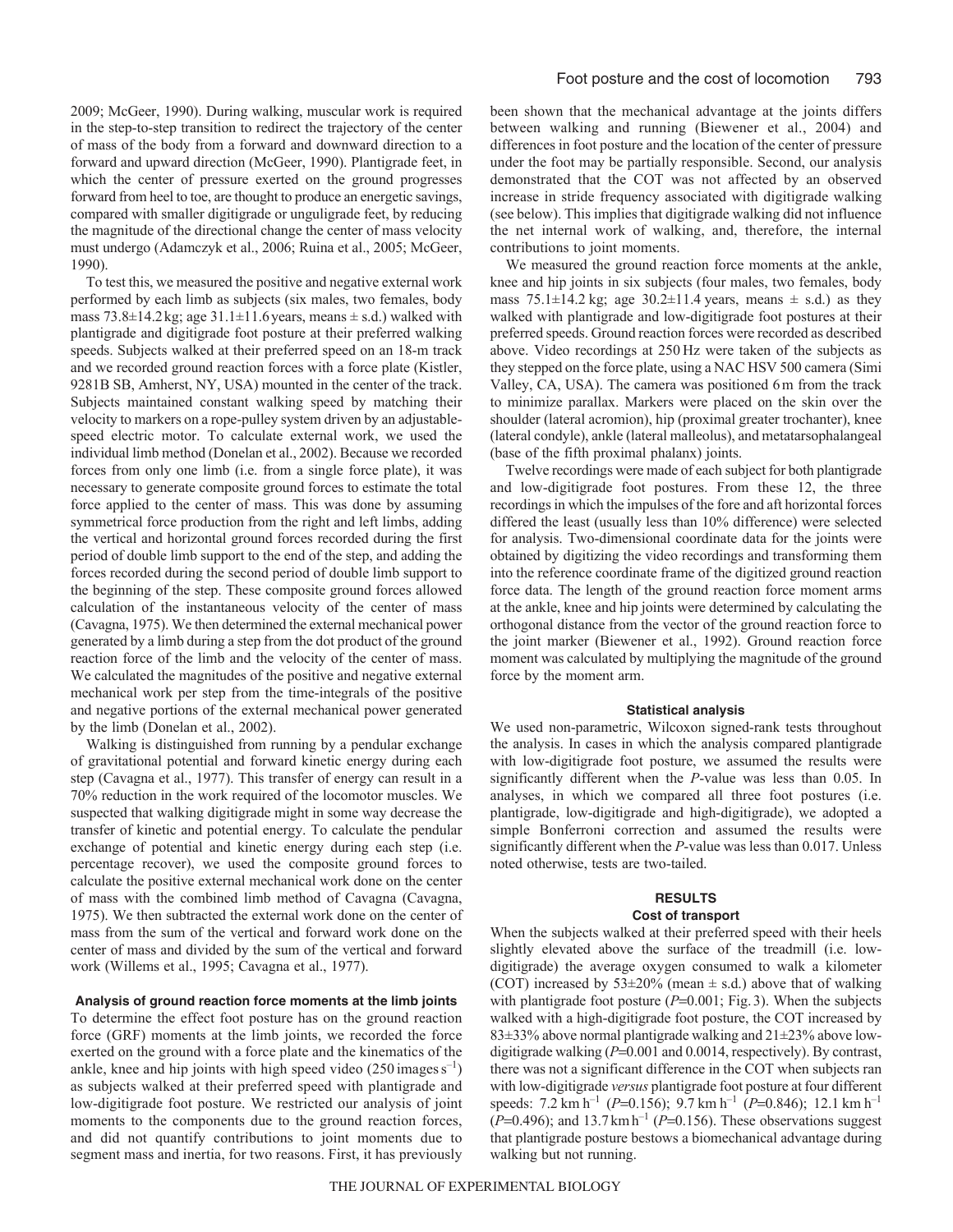2009; McGeer, 1990). During walking, muscular work is required in the step-to-step transition to redirect the trajectory of the center of mass of the body from a forward and downward direction to a forward and upward direction (McGeer, 1990). Plantigrade feet, in which the center of pressure exerted on the ground progresses forward from heel to toe, are thought to produce an energetic savings, compared with smaller digitigrade or unguligrade feet, by reducing the magnitude of the directional change the center of mass velocity must undergo (Adamczyk et al., 2006; Ruina et al., 2005; McGeer, 1990).

To test this, we measured the positive and negative external work performed by each limb as subjects (six males, two females, body mass 73.8±14.2 kg; age 31.1±11.6 years, means ± s.d.) walked with plantigrade and digitigrade foot posture at their preferred walking speeds. Subjects walked at their preferred speed on an 18-m track and we recorded ground reaction forces with a force plate (Kistler, 9281B SB, Amherst, NY, USA) mounted in the center of the track. Subjects maintained constant walking speed by matching their velocity to markers on a rope-pulley system driven by an adjustable-speed electric motor. To calculate external work, we used the individual limb method (Donelan et al., 2002). Because we recorded forces from only one limb (i.e. from a single force plate), it was necessary to generate composite ground forces to estimate the total force applied to the center of mass. This was done by assuming symmetrical force production from the right and left limbs, adding the vertical and horizontal ground forces recorded during the first period of double limb support to the end of the step, and adding the forces recorded during the second period of double limb support to the beginning of the step. These composite ground forces allowed calculation of the instantaneous velocity of the center of mass (Cavagna, 1975). We then determined the external mechanical power generated by a limb during a step from the dot product of the ground reaction force of the limb and the velocity of the center of mass. We calculated the magnitudes of the positive and negative external mechanical work per step from the time-integrals of the positive and negative portions of the external mechanical power generated by the limb (Donelan et al., 2002).

Walking is distinguished from running by a pendular exchange of gravitational potential and forward kinetic energy during each step (Cavagna et al., 1977). This transfer of energy can result in a 70% reduction in the work required of the locomotor muscles. We suspected that walking digitigrade might in some way decrease the transfer of kinetic and potential energy. To calculate the pendular exchange of potential and kinetic energy during each step (i.e. percentage recover), we used the composite ground forces to calculate the positive external mechanical work done on the center of mass with the combined limb method of Cavagna (Cavagna, 1975). We then subtracted the external work done on the center of mass from the sum of the vertical and forward work done on the center of mass and divided by the sum of the vertical and forward work (Willems et al., 1995; Cavagna et al., 1977).

### Analysis of ground reaction force moments at the limb joints

To determine the effect foot posture has on the ground reaction force (GRF) moments at the limb joints, we recorded the force exerted on the ground with a force plate and the kinematics of the ankle, knee and hip joints with high speed video (250 images $s^{-1}$) as subjects walked at their preferred speed with plantigrade and low-digitigrade foot posture. We restricted our analysis of joint moments to the components due to the ground reaction forces, and did not quantify contributions to joint moments due to segment mass and inertia, for two reasons. First, it has previously been shown that the mechanical advantage at the joints differs between walking and running (Biewener et al., 2004) and differences in foot posture and the location of the center of pressure under the foot may be partially responsible. Second, our analysis demonstrated that the COT was not affected by an observed increase in stride frequency associated with digitigrade walking (see below). This implies that digitigrade walking did not influence the net internal work of walking, and, therefore, the internal contributions to joint moments.

We measured the ground reaction force moments at the ankle, knee and hip joints in six subjects (four males, two females, body mass 75.1±14.2 kg; age 30.2±11.4 years, means ± s.d.) as they walked with plantigrade and low-digitigrade foot postures at their preferred speeds. Ground reaction forces were recorded as described above. Video recordings at 250 Hz were taken of the subjects as they stepped on the force plate, using a NAC HSV 500 camera (Simi Valley, CA, USA). The camera was positioned 6 m from the track to minimize parallax. Markers were placed on the skin over the shoulder (lateral acromion), hip (proximal greater trochanter), knee (lateral condyle), ankle (lateral malleolus), and metatarsophalangeal (base of the fifth proximal phalanx) joints.

Twelve recordings were made of each subject for both plantigrade and low-digitigrade foot postures. From these 12, the three recordings in which the impulses of the fore and aft horizontal forces differed the least (usually less than 10% difference) were selected for analysis. Two-dimensional coordinate data for the joints were obtained by digitizing the video recordings and transforming them into the reference coordinate frame of the digitized ground reaction force data. The length of the ground reaction force moment arms at the ankle, knee and hip joints were determined by calculating the orthogonal distance from the vector of the ground reaction force to the joint marker (Biewener et al., 1992). Ground reaction force moment was calculated by multiplying the magnitude of the ground force by the moment arm.

### Statistical analysis

We used non-parametric, Wilcoxon signed-rank tests throughout the analysis. In cases in which the analysis compared plantigrade with low-digitigrade foot posture, we assumed the results were significantly different when the *P*-value was less than 0.05. In analyses, in which we compared all three foot postures (i.e. plantigrade, low-digitigrade and high-digitigrade), we adopted a simple Bonferroni correction and assumed the results were significantly different when the *P*-value was less than 0.017. Unless noted otherwise, tests are two-tailed.

## RESULTS

### Cost of transport

When the subjects walked at their preferred speed with their heels slightly elevated above the surface of the treadmill (i.e. low-digitigrade) the average oxygen consumed to walk a kilometer (COT) increased by 53±20% (mean ± s.d.) above that of walking with plantigrade foot posture (*P*=0.001; Fig. 3). When the subjects walked with a high-digitigrade foot posture, the COT increased by 83±33% above normal plantigrade walking and 21±23% above low-digitigrade walking (*P*=0.001 and 0.0014, respectively). By contrast, there was not a significant difference in the COT when subjects ran with low-digitigrade *versus* plantigrade foot posture at four different speeds: 7.2 km $h^{-1}$ (*P*=0.156); 9.7 km $h^{-1}$ (*P*=0.846); 12.1 km $h^{-1}$ (*P*=0.496); and 13.7 km $h^{-1}$ (*P*=0.156). These observations suggest that plantigrade posture bestows a biomechanical advantage during walking but not running.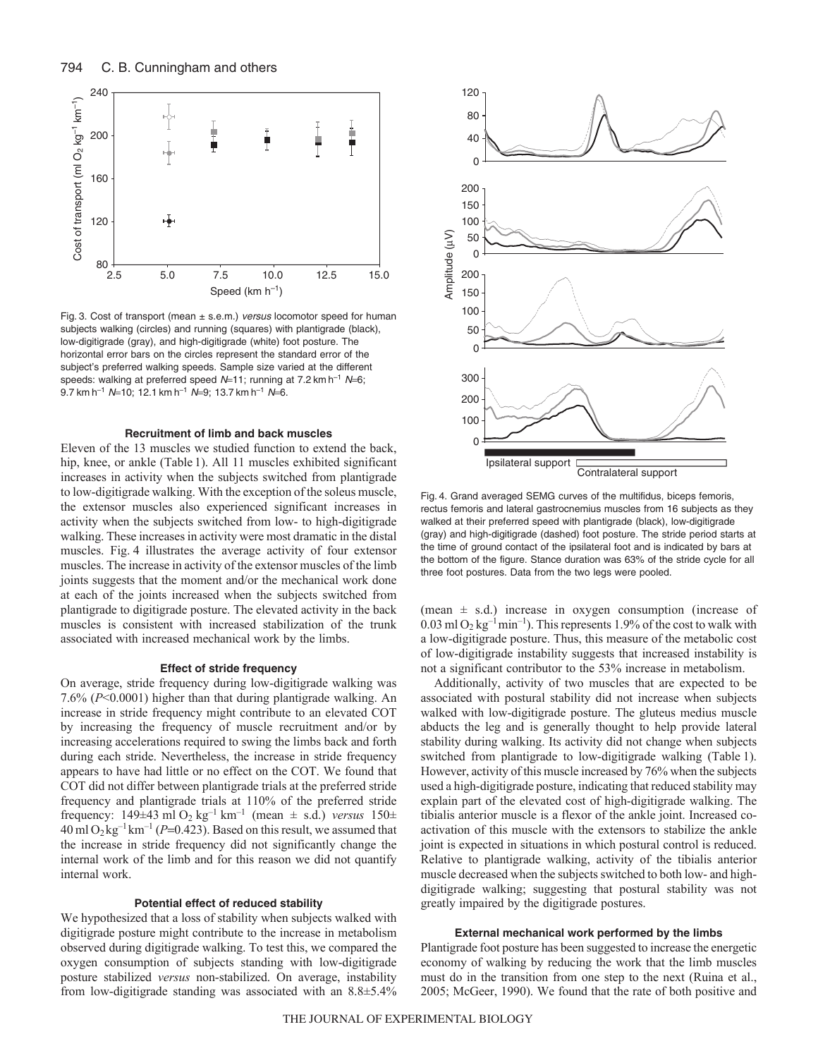Fig. 3. Cost of transport (mean ± s.e.m.) *versus* locomotor speed for human subjects walking (circles) and running (squares) with plantigrade (black), low-digitigrade (gray), and high-digitigrade (white) foot posture. The horizontal error bars on the circles represent the standard error of the subject's preferred walking speeds. Sample size varied at the different speeds: walking at preferred speed $N$=11; running at 7.2 km h$^{-1}$ $N$=6; 9.7 km h$^{-1}$ $N$=10; 12.1 km h$^{-1}$ $N$=9; 13.7 km h$^{-1}$ $N$=6.

Fig. 4. Grand averaged SEMG curves of the multifidus, biceps femoris, rectus femoris and lateral gastrocnemius muscles from 16 subjects as they walked at their preferred speed with plantigrade (black), low-digitigrade (gray) and high-digitigrade (dashed) foot posture. The stride period starts at the time of ground contact of the ipsilateral foot and is indicated by bars at the bottom of the figure. Stance duration was 63% of the stride cycle for all three foot postures. Data from the two legs were pooled.

### Recruitment of limb and back muscles

Eleven of the 13 muscles we studied function to extend the back, hip, knee, or ankle (Table 1). All 11 muscles exhibited significant increases in activity when the subjects switched from plantigrade to low-digitigrade walking. With the exception of the soleus muscle, the extensor muscles also experienced significant increases in activity when the subjects switched from low- to high-digitigrade walking. These increases in activity were most dramatic in the distal muscles. Fig. 4 illustrates the average activity of four extensor muscles. The increase in activity of the extensor muscles of the limb joints suggests that the moment and/or the mechanical work done at each of the joints increased when the subjects switched from plantigrade to digitigrade posture. The elevated activity in the back muscles is consistent with increased stabilization of the trunk associated with increased mechanical work by the limbs.

### Effect of stride frequency

On average, stride frequency during low-digitigrade walking was 7.6% ($P$<0.0001) higher than that during plantigrade walking. An increase in stride frequency might contribute to an elevated COT by increasing the frequency of muscle recruitment and/or by increasing accelerations required to swing the limbs back and forth during each stride. Nevertheless, the increase in stride frequency appears to have had little or no effect on the COT. We found that COT did not differ between plantigrade trials at the preferred stride frequency and plantigrade trials at 110% of the preferred stride frequency: 149±43 ml $O_2$ kg$^{-1}$ km$^{-1}$ (mean ± s.d.) *versus* 150±40 ml $O_2$ kg$^{-1}$ km$^{-1}$ ($P$=0.423). Based on this result, we assumed that the increase in stride frequency did not significantly change the internal work of the limb and for this reason we did not quantify internal work.

### Potential effect of reduced stability

We hypothesized that a loss of stability when subjects walked with digitigrade posture might contribute to the increase in metabolism observed during digitigrade walking. To test this, we compared the oxygen consumption of subjects standing with low-digitigrade posture stabilized *versus* non-stabilized. On average, instability from low-digitigrade standing was associated with an 8.8±5.4% (mean ± s.d.) increase in oxygen consumption (increase of 0.03 ml $O_2$ kg$^{-1}$ min$^{-1}$). This represents 1.9% of the cost to walk with a low-digitigrade posture. Thus, this measure of the metabolic cost of low-digitigrade instability suggests that increased instability is not a significant contributor to the 53% increase in metabolism.

Additionally, activity of two muscles that are expected to be associated with postural stability did not increase when subjects walked with low-digitigrade posture. The gluteus medius muscle abducts the leg and is generally thought to help provide lateral stability during walking. Its activity did not change when subjects switched from plantigrade to low-digitigrade walking (Table 1). However, activity of this muscle increased by 76% when the subjects used a high-digitigrade posture, indicating that reduced stability may explain part of the elevated cost of high-digitigrade walking. The tibialis anterior muscle is a flexor of the ankle joint. Increased co-activation of this muscle with the extensors to stabilize the ankle joint is expected in situations in which postural control is reduced. Relative to plantigrade walking, activity of the tibialis anterior muscle decreased when the subjects switched to both low- and high-digitigrade walking; suggesting that postural stability was not greatly impaired by the digitigrade postures.

### External mechanical work performed by the limbs

Plantigrade foot posture has been suggested to increase the energetic economy of walking by reducing the work that the limb muscles must do in the transition from one step to the next (Ruina et al., 2005; McGeer, 1990). We found that the rate of both positive and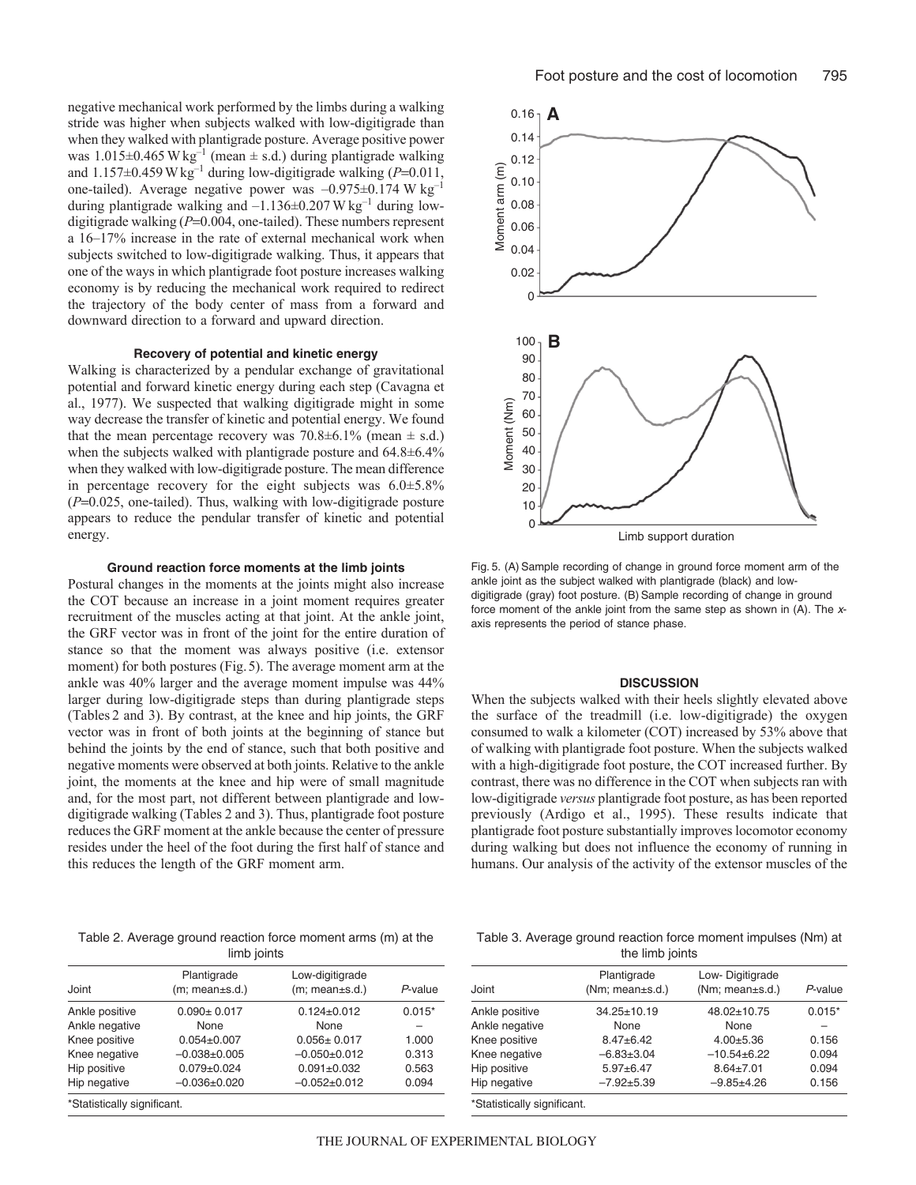negative mechanical work performed by the limbs during a walking stride was higher when subjects walked with low-digitigrade than when they walked with plantigrade posture. Average positive power was 1.015±0.465 W kg$^{-1}$ (mean ± s.d.) during plantigrade walking and 1.157±0.459 W kg$^{-1}$ during low-digitigrade walking ($P$=0.011, one-tailed). Average negative power was –0.975±0.174 W kg$^{-1}$ during plantigrade walking and –1.136±0.207 W kg$^{-1}$ during low-digitigrade walking ($P$=0.004, one-tailed). These numbers represent a 16–17% increase in the rate of external mechanical work when subjects switched to low-digitigrade walking. Thus, it appears that one of the ways in which plantigrade foot posture increases walking economy is by reducing the mechanical work required to redirect the trajectory of the body center of mass from a forward and downward direction to a forward and upward direction.

### Recovery of potential and kinetic energy

Walking is characterized by a pendular exchange of gravitational potential and forward kinetic energy during each step (Cavagna et al., 1977). We suspected that walking digitigrade might in some way decrease the transfer of kinetic and potential energy. We found that the mean percentage recovery was 70.8±6.1% (mean ± s.d.) when the subjects walked with plantigrade posture and 64.8±6.4% when they walked with low-digitigrade posture. The mean difference in percentage recovery for the eight subjects was 6.0±5.8% ($P$=0.025, one-tailed). Thus, walking with low-digitigrade posture appears to reduce the pendular transfer of kinetic and potential energy.

### Ground reaction force moments at the limb joints

Postural changes in the moments at the joints might also increase the COT because an increase in a joint moment requires greater recruitment of the muscles acting at that joint. At the ankle joint, the GRF vector was in front of the joint for the entire duration of stance so that the moment was always positive (i.e. extensor moment) for both postures (Fig. 5). The average moment arm at the ankle was 40% larger and the average moment impulse was 44% larger during low-digitigrade steps than during plantigrade steps (Tables 2 and 3). By contrast, at the knee and hip joints, the GRF vector was in front of both joints at the beginning of stance but behind the joints by the end of stance, such that both positive and negative moments were observed at both joints. Relative to the ankle joint, the moments at the knee and hip were of small magnitude and, for the most part, not different between plantigrade and low-digitigrade walking (Tables 2 and 3). Thus, plantigrade foot posture reduces the GRF moment at the ankle because the center of pressure resides under the heel of the foot during the first half of stance and this reduces the length of the GRF moment arm.

Fig. 5. (A) Sample recording of change in ground force moment arm of the ankle joint as the subject walked with plantigrade (black) and low-digitigrade (gray) foot posture. (B) Sample recording of change in ground force moment of the ankle joint from the same step as shown in (A). The $x$-axis represents the period of stance phase.

## DISCUSSION

When the subjects walked with their heels slightly elevated above the surface of the treadmill (i.e. low-digitigrade) the oxygen consumed to walk a kilometer (COT) increased by 53% above that of walking with plantigrade foot posture. When the subjects walked with a high-digitigrade foot posture, the COT increased further. By contrast, there was no difference in the COT when subjects ran with low-digitigrade *versus* plantigrade foot posture, as has been reported previously (Ardigo et al., 1995). These results indicate that plantigrade foot posture substantially improves locomotor economy during walking but does not influence the economy of running in humans. Our analysis of the activity of the extensor muscles of the

Table 2. Average ground reaction force moment arms (m) at the limb joints

| Joint | Plantigrade (m; mean±s.d.) | Low-digitigrade (m; mean±s.d.) | $P$-value |
|---|---|---|---|
| Ankle positive | 0.090± 0.017 | 0.124±0.012 | 0.015* |
| Ankle negative | None | None | – |
| Knee positive | 0.054±0.007 | 0.056± 0.017 | 1.000 |
| Knee negative | –0.038±0.005 | –0.050±0.012 | 0.313 |
| Hip positive | 0.079±0.024 | 0.091±0.032 | 0.563 |
| Hip negative | –0.036±0.020 | –0.052±0.012 | 0.094 |

*Statistically significant.

Table 3. Average ground reaction force moment impulses (Nm) at the limb joints

| Joint | Plantigrade (Nm; mean±s.d.) | Low- Digitigrade (Nm; mean±s.d.) | $P$-value |
|---|---|---|---|
| Ankle positive | 34.25±10.19 | 48.02±10.75 | 0.015* |
| Ankle negative | None | None | – |
| Knee positive | 8.47±6.42 | 4.00±5.36 | 0.156 |
| Knee negative | –6.83±3.04 | –10.54±6.22 | 0.094 |
| Hip positive | 5.97±6.47 | 8.64±7.01 | 0.094 |
| Hip negative | –7.92±5.39 | –9.85±4.26 | 0.156 |

*Statistically significant.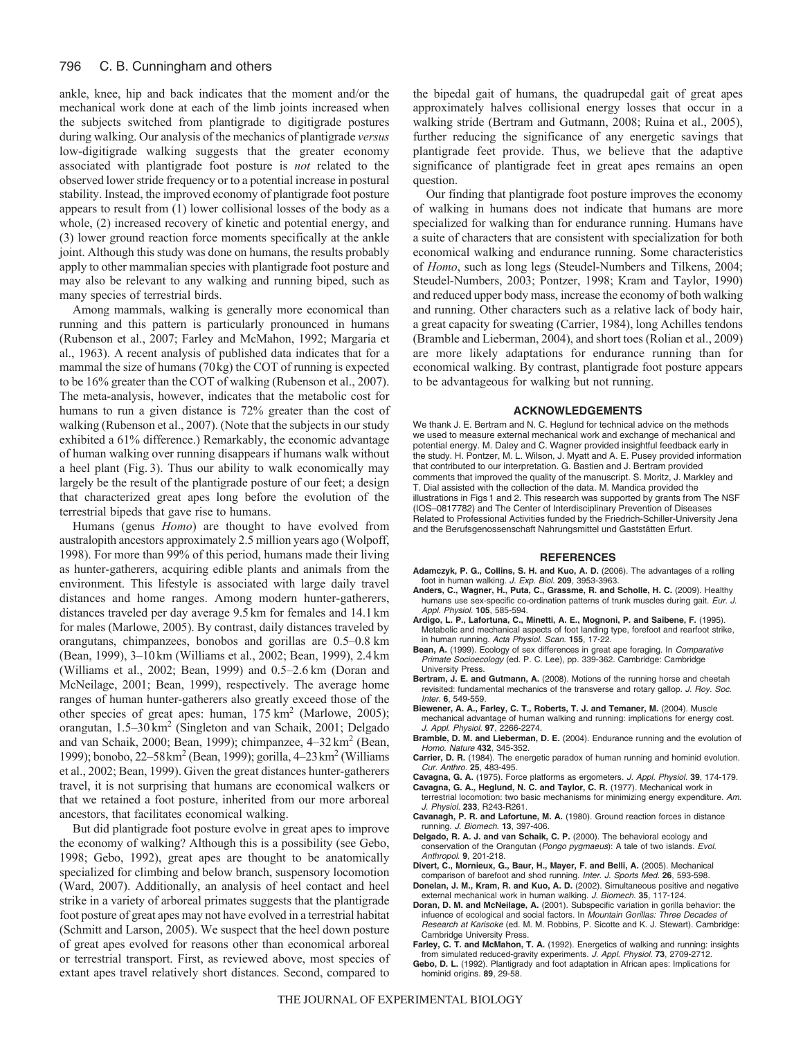ankle, knee, hip and back indicates that the moment and/or the mechanical work done at each of the limb joints increased when the subjects switched from plantigrade to digitigrade postures during walking. Our analysis of the mechanics of plantigrade *versus* low-digitigrade walking suggests that the greater economy associated with plantigrade foot posture is *not* related to the observed lower stride frequency or to a potential increase in postural stability. Instead, the improved economy of plantigrade foot posture appears to result from (1) lower collisional losses of the body as a whole, (2) increased recovery of kinetic and potential energy, and (3) lower ground reaction force moments specifically at the ankle joint. Although this study was done on humans, the results probably apply to other mammalian species with plantigrade foot posture and may also be relevant to any walking and running biped, such as many species of terrestrial birds.

Among mammals, walking is generally more economical than running and this pattern is particularly pronounced in humans (Rubenson et al., 2007; Farley and McMahon, 1992; Margaria et al., 1963). A recent analysis of published data indicates that for a mammal the size of humans (70 kg) the COT of running is expected to be 16% greater than the COT of walking (Rubenson et al., 2007). The meta-analysis, however, indicates that the metabolic cost for humans to run a given distance is 72% greater than the cost of walking (Rubenson et al., 2007). (Note that the subjects in our study exhibited a 61% difference.) Remarkably, the economic advantage of human walking over running disappears if humans walk without a heel plant (Fig. 3). Thus our ability to walk economically may largely be the result of the plantigrade posture of our feet; a design that characterized great apes long before the evolution of the terrestrial bipeds that gave rise to humans.

Humans (genus *Homo*) are thought to have evolved from australopith ancestors approximately 2.5 million years ago (Wolpoff, 1998). For more than 99% of this period, humans made their living as hunter-gatherers, acquiring edible plants and animals from the environment. This lifestyle is associated with large daily travel distances and home ranges. Among modern hunter-gatherers, distances traveled per day average 9.5 km for females and 14.1 km for males (Marlowe, 2005). By contrast, daily distances traveled by orangutans, chimpanzees, bonobos and gorillas are 0.5–0.8 km (Bean, 1999), 3–10 km (Williams et al., 2002; Bean, 1999), 2.4 km (Williams et al., 2002; Bean, 1999) and 0.5–2.6 km (Doran and McNeilage, 2001; Bean, 1999), respectively. The average home ranges of human hunter-gatherers also greatly exceed those of the other species of great apes: human, 175 $km^2$ (Marlowe, 2005); orangutan, 1.5–30 $km^2$ (Singleton and van Schaik, 2001; Delgado and van Schaik, 2000; Bean, 1999); chimpanzee, 4–32 $km^2$ (Bean, 1999); bonobo, 22–58 $km^2$ (Bean, 1999); gorilla, 4–23 $km^2$ (Williams et al., 2002; Bean, 1999). Given the great distances hunter-gatherers travel, it is not surprising that humans are economical walkers or that we retained a foot posture, inherited from our more arboreal ancestors, that facilitates economical walking.

But did plantigrade foot posture evolve in great apes to improve the economy of walking? Although this is a possibility (see Gebo, 1998; Gebo, 1992), great apes are thought to be anatomically specialized for climbing and below branch, suspensory locomotion (Ward, 2007). Additionally, an analysis of heel contact and heel strike in a variety of arboreal primates suggests that the plantigrade foot posture of great apes may not have evolved in a terrestrial habitat (Schmitt and Larson, 2005). We suspect that the heel down posture of great apes evolved for reasons other than economical arboreal or terrestrial transport. First, as reviewed above, most species of extant apes travel relatively short distances. Second, compared to the bipedal gait of humans, the quadrupedal gait of great apes approximately halves collisional energy losses that occur in a walking stride (Bertram and Gutmann, 2008; Ruina et al., 2005), further reducing the significance of any energetic savings that plantigrade feet provide. Thus, we believe that the adaptive significance of plantigrade feet in great apes remains an open question.

Our finding that plantigrade foot posture improves the economy of walking in humans does not indicate that humans are more specialized for walking than for endurance running. Humans have a suite of characters that are consistent with specialization for both economical walking and endurance running. Some characteristics of *Homo*, such as long legs (Steudel-Numbers and Tilkens, 2004; Steudel-Numbers, 2003; Pontzer, 1998; Kram and Taylor, 1990) and reduced upper body mass, increase the economy of both walking and running. Other characters such as a relative lack of body hair, a great capacity for sweating (Carrier, 1984), long Achilles tendons (Bramble and Lieberman, 2004), and short toes (Rolian et al., 2009) are more likely adaptations for endurance running than for economical walking. By contrast, plantigrade foot posture appears to be advantageous for walking but not running.

## ACKNOWLEDGEMENTS

We thank J. E. Bertram and N. C. Heglund for technical advice on the methods we used to measure external mechanical work and exchange of mechanical and potential energy. M. Daley and C. Wagner provided insightful feedback early in the study. H. Pontzer, M. L. Wilson, J. Myatt and A. E. Pusey provided information that contributed to our interpretation. G. Bastien and J. Bertram provided comments that improved the quality of the manuscript. S. Moritz, J. Markley and T. Dial assisted with the collection of the data. M. Mandica provided the illustrations in Figs 1 and 2. This research was supported by grants from The NSF (IOS–0817782) and The Center of Interdisciplinary Prevention of Diseases Related to Professional Activities funded by the Friedrich-Schiller-University Jena and the Berufsgenossenschaft Nahrungsmittel und Gaststätten Erfurt.

## REFERENCES

**Adamczyk, P. G., Collins, S. H. and Kuo, A. D.** (2006). The advantages of a rolling foot in human walking. *J. Exp. Biol.* **209**, 3953-3963.

**Anders, C., Wagner, H., Puta, C., Grassme, R. and Scholle, H. C.** (2009). Healthy humans use sex-specific co-ordination patterns of trunk muscles during gait. *Eur. J. Appl. Physiol.* **105**, 585-594.

**Ardigo, L. P., Lafortuna, C., Minetti, A. E., Mognoni, P. and Saibene, F.** (1995). Metabolic and mechanical aspects of foot landing type, forefoot and rearfoot strike, in human running. *Acta Physiol. Scan.* **155**, 17-22.

**Bean, A.** (1999). Ecology of sex differences in great ape foraging. In *Comparative Primate Socioecology* (ed. P. C. Lee), pp. 339-362. Cambridge: Cambridge University Press.

**Bertram, J. E. and Gutmann, A.** (2008). Motions of the running horse and cheetah revisited: fundamental mechanics of the transverse and rotary gallop. *J. Roy. Soc. Inter.* **6**, 549-559.

**Biewener, A. A., Farley, C. T., Roberts, T. J. and Temaner, M.** (2004). Muscle mechanical advantage of human walking and running: implications for energy cost. *J. Appl. Physiol.* **97**, 2266-2274.

**Bramble, D. M. and Lieberman, D. E.** (2004). Endurance running and the evolution of *Homo*. *Nature* **432**, 345-352.

**Carrier, D. R.** (1984). The energetic paradox of human running and hominid evolution. *Cur. Anthro.* **25**, 483-495.

**Cavagna, G. A.** (1975). Force platforms as ergometers. *J. Appl. Physiol.* **39**, 174-179.

**Cavagna, G. A., Heglund, N. C. and Taylor, C. R.** (1977). Mechanical work in terrestrial locomotion: two basic mechanisms for minimizing energy expenditure. *Am. J. Physiol.* **233**, R243-R261.

**Cavanagh, P. R. and Lafortune, M. A.** (1980). Ground reaction forces in distance running. *J. Biomech.* **13**, 397-406.

**Delgado, R. A. J. and van Schaik, C. P.** (2000). The behavioral ecology and conservation of the Orangutan (*Pongo pygmaeus*): A tale of two islands. *Evol. Anthropol.* **9**, 201-218.

**Divert, C., Mornieux, G., Baur, H., Mayer, F. and Belli, A.** (2005). Mechanical comparison of barefoot and shod running. *Inter. J. Sports Med.* **26**, 593-598.

**Donelan, J. M., Kram, R. and Kuo, A. D.** (2002). Simultaneous positive and negative external mechanical work in human walking. *J. Biomech.* **35**, 117-124.

**Doran, D. M. and McNeilage, A.** (2001). Subspecific variation in gorilla behavior: the infuence of ecological and social factors. In *Mountain Gorillas: Three Decades of Research at Karisoke* (ed. M. M. Robbins, P. Sicotte and K. J. Stewart). Cambridge: Cambridge University Press.

**Farley, C. T. and McMahon, T. A.** (1992). Energetics of walking and running: insights from simulated reduced-gravity experiments. *J. Appl. Physiol.* **73**, 2709-2712.

**Gebo, D. L.** (1992). Plantigrady and foot adaptation in African apes: Implications for hominid origins. **89**, 29-58.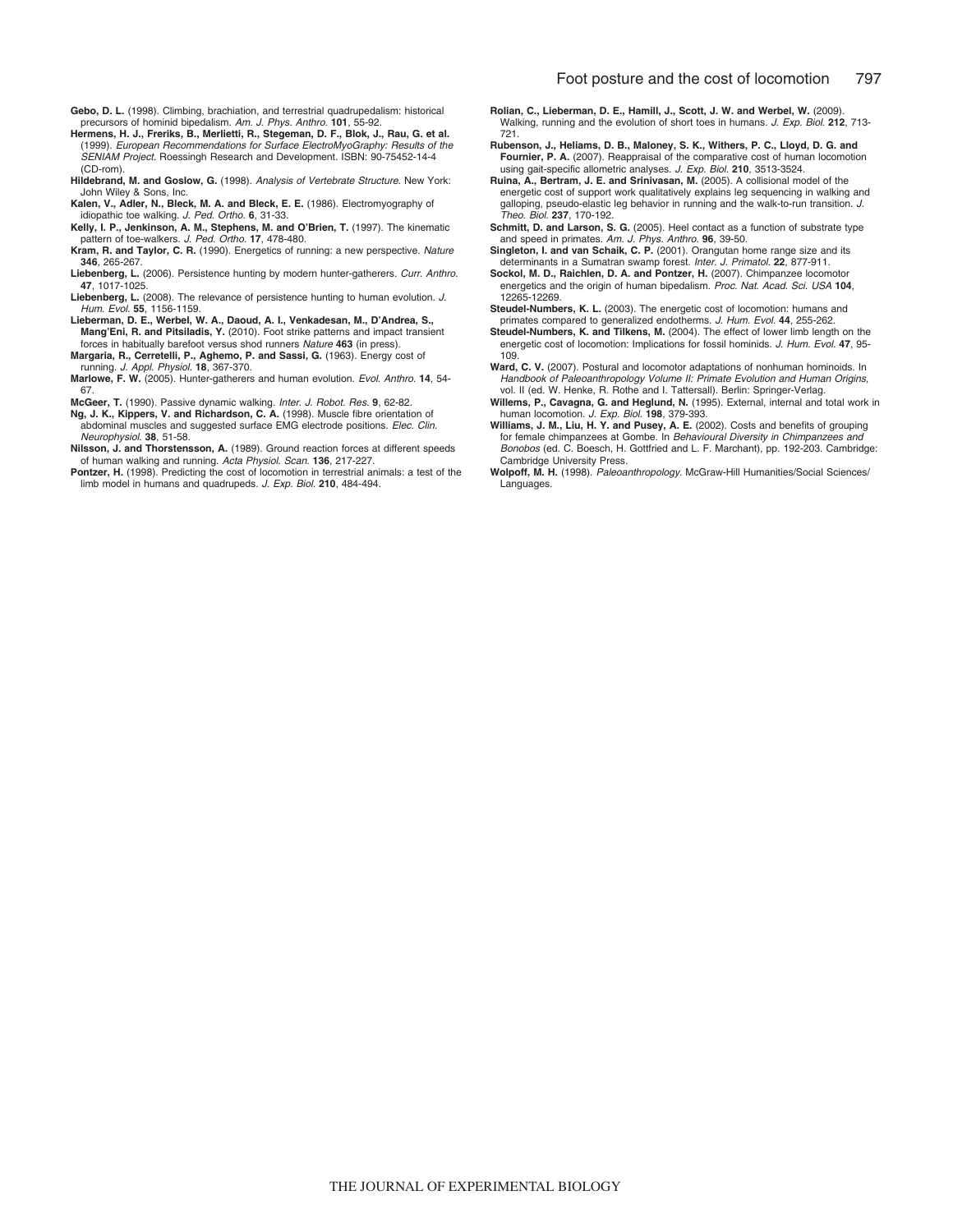**Gebo, D. L.** (1998). Climbing, brachiation, and terrestrial quadrupedalism: historical precursors of hominid bipedalism. *Am. J. Phys. Anthro.* **101**, 55-92.

**Hermens, H. J., Freriks, B., Merlietti, R., Stegeman, D. F., Blok, J., Rau, G. et al.** (1999). *European Recommendations for Surface ElectroMyoGraphy: Results of the SENIAM Project.* Roessingh Research and Development. ISBN: 90-75452-14-4 (CD-rom).

**Hildebrand, M. and Goslow, G.** (1998). *Analysis of Vertebrate Structure.* New York: John Wiley & Sons, Inc.

**Kalen, V., Adler, N., Bleck, M. A. and Bleck, E. E.** (1986). Electromyography of idiopathic toe walking. *J. Ped. Ortho.* **6**, 31-33.

**Kelly, I. P., Jenkinson, A. M., Stephens, M. and O'Brien, T.** (1997). The kinematic pattern of toe-walkers. *J. Ped. Ortho.* **17**, 478-480.

**Kram, R. and Taylor, C. R.** (1990). Energetics of running: a new perspective. *Nature* **346**, 265-267.

**Liebenberg, L.** (2006). Persistence hunting by modern hunter-gatherers. *Curr. Anthro.* **47**, 1017-1025.

**Liebenberg, L.** (2008). The relevance of persistence hunting to human evolution. *J. Hum. Evol.* **55**, 1156-1159.

**Lieberman, D. E., Werbel, W. A., Daoud, A. I., Venkadesan, M., D'Andrea, S., Mang'Eni, R. and Pitsiladis, Y.** (2010). Foot strike patterns and impact transient forces in habitually barefoot versus shod runners *Nature* **463** (in press).

**Margaria, R., Cerretelli, P., Aghemo, P. and Sassi, G.** (1963). Energy cost of running. *J. Appl. Physiol.* **18**, 367-370.

**Marlowe, F. W.** (2005). Hunter-gatherers and human evolution. *Evol. Anthro.* **14**, 54-67.

**McGeer, T.** (1990). Passive dynamic walking. *Inter. J. Robot. Res.* **9**, 62-82.

**Ng, J. K., Kippers, V. and Richardson, C. A.** (1998). Muscle fibre orientation of abdominal muscles and suggested surface EMG electrode positions. *Elec. Clin. Neurophysiol.* **38**, 51-58.

**Nilsson, J. and Thorstensson, A.** (1989). Ground reaction forces at different speeds of human walking and running. *Acta Physiol. Scan.* **136**, 217-227.

**Pontzer, H.** (1998). Predicting the cost of locomotion in terrestrial animals: a test of the limb model in humans and quadrupeds. *J. Exp. Biol.* **210**, 484-494.

**Rolian, C., Lieberman, D. E., Hamill, J., Scott, J. W. and Werbel, W.** (2009). Walking, running and the evolution of short toes in humans. *J. Exp. Biol.* **212**, 713-721.

**Rubenson, J., Heliams, D. B., Maloney, S. K., Withers, P. C., Lloyd, D. G. and Fournier, P. A.** (2007). Reappraisal of the comparative cost of human locomotion using gait-specific allometric analyses. *J. Exp. Biol.* **210**, 3513-3524.

**Ruina, A., Bertram, J. E. and Srinivasan, M.** (2005). A collisional model of the energetic cost of support work qualitatively explains leg sequencing in walking and galloping, pseudo-elastic leg behavior in running and the walk-to-run transition. *J. Theo. Biol.* **237**, 170-192.

**Schmitt, D. and Larson, S. G.** (2005). Heel contact as a function of substrate type and speed in primates. *Am. J. Phys. Anthro.* **96**, 39-50.

**Singleton, I. and van Schaik, C. P.** (2001). Orangutan home range size and its determinants in a Sumatran swamp forest. *Inter. J. Primatol.* **22**, 877-911.

**Sockol, M. D., Raichlen, D. A. and Pontzer, H.** (2007). Chimpanzee locomotor energetics and the origin of human bipedalism. *Proc. Nat. Acad. Sci. USA* **104**, 12265-12269.

**Steudel-Numbers, K. L.** (2003). The energetic cost of locomotion: humans and primates compared to generalized endotherms. *J. Hum. Evol.* **44**, 255-262.

**Steudel-Numbers, K. and Tilkens, M.** (2004). The effect of lower limb length on the energetic cost of locomotion: Implications for fossil hominids. *J. Hum. Evol.* **47**, 95-109.

**Ward, C. V.** (2007). Postural and locomotor adaptations of nonhuman hominoids. In *Handbook of Paleoanthropology Volume II: Primate Evolution and Human Origins,* vol. II (ed. W. Henke, R. Rothe and I. Tattersall). Berlin: Springer-Verlag.

**Willems, P., Cavagna, G. and Heglund, N.** (1995). External, internal and total work in human locomotion. *J. Exp. Biol.* **198**, 379-393.

**Williams, J. M., Liu, H. Y. and Pusey, A. E.** (2002). Costs and benefits of grouping for female chimpanzees at Gombe. In *Behavioural Diversity in Chimpanzees and Bonobos* (ed. C. Boesch, H. Gottfried and L. F. Marchant), pp. 192-203. Cambridge: Cambridge University Press.

**Wolpoff, M. H.** (1998). *Paleoanthropology.* McGraw-Hill Humanities/Social Sciences/Languages.